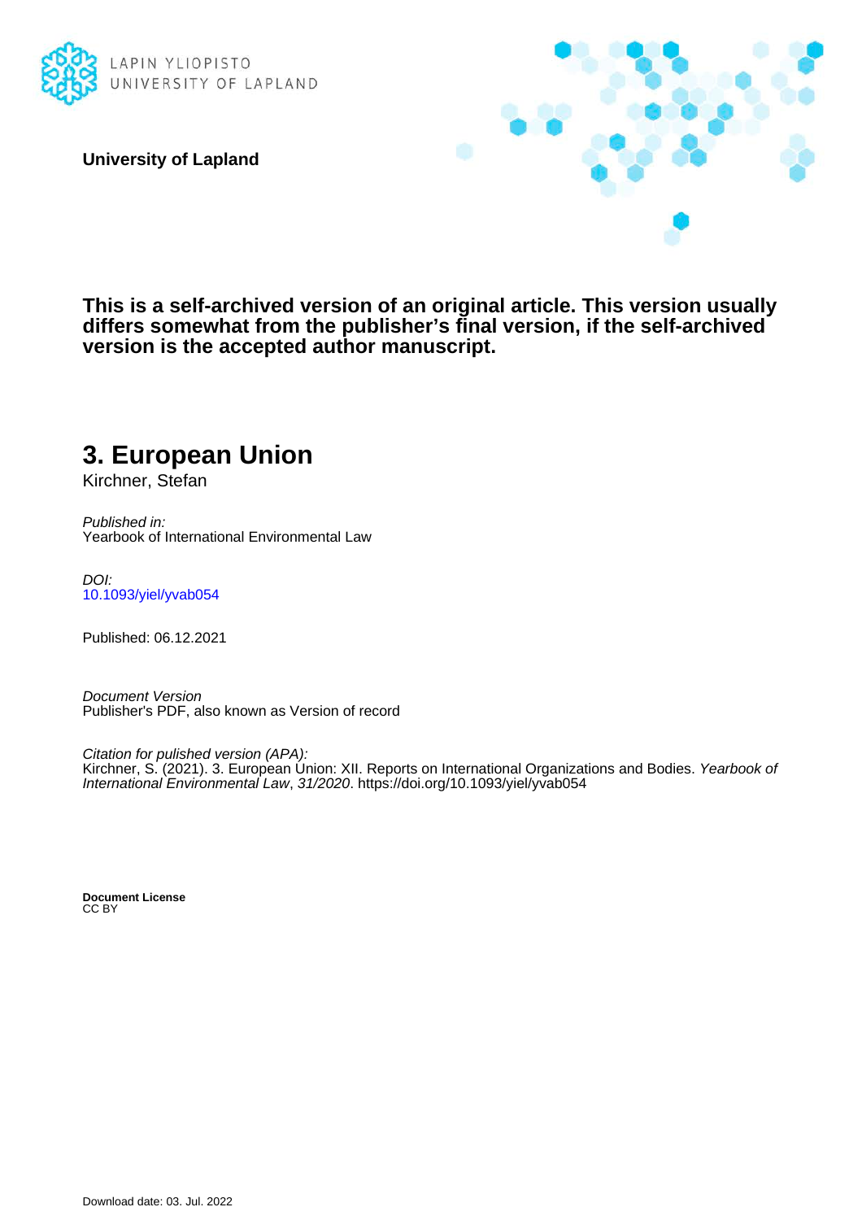LAPIN YLIOPISTO
UNIVERSITY OF LAPLAND

**University of Lapland**

**This is a self-archived version of an original article. This version usually differs somewhat from the publisher's final version, if the self-archived version is the accepted author manuscript.**

# 3. European Union

Kirchner, Stefan

*Published in:*
Yearbook of International Environmental Law

*DOI:*
10.1093/yiel/yvab054

Published: 06.12.2021

*Document Version*
Publisher's PDF, also known as Version of record

*Citation for pulished version (APA):*
Kirchner, S. (2021). 3. European Union: XII. Reports on International Organizations and Bodies. *Yearbook of International Environmental Law*, *31/2020*. https://doi.org/10.1093/yiel/yvab054

**Document License**
CC BY

Download date: 03. Jul. 2022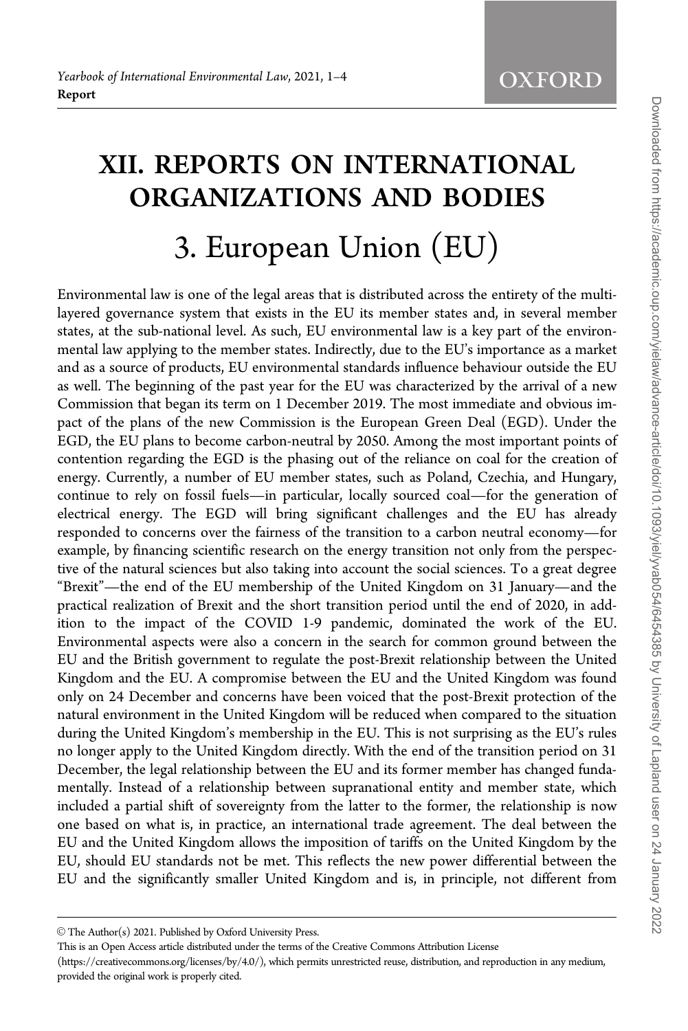# XII. REPORTS ON INTERNATIONAL ORGANIZATIONS AND BODIES

## 3. European Union (EU)

Environmental law is one of the legal areas that is distributed across the entirety of the multi-layered governance system that exists in the EU its member states and, in several member states, at the sub-national level. As such, EU environmental law is a key part of the environmental law applying to the member states. Indirectly, due to the EU's importance as a market and as a source of products, EU environmental standards influence behaviour outside the EU as well. The beginning of the past year for the EU was characterized by the arrival of a new Commission that began its term on 1 December 2019. The most immediate and obvious impact of the plans of the new Commission is the European Green Deal (EGD). Under the EGD, the EU plans to become carbon-neutral by 2050. Among the most important points of contention regarding the EGD is the phasing out of the reliance on coal for the creation of energy. Currently, a number of EU member states, such as Poland, Czechia, and Hungary, continue to rely on fossil fuels—in particular, locally sourced coal—for the generation of electrical energy. The EGD will bring significant challenges and the EU has already responded to concerns over the fairness of the transition to a carbon neutral economy—for example, by financing scientific research on the energy transition not only from the perspective of the natural sciences but also taking into account the social sciences. To a great degree "Brexit"—the end of the EU membership of the United Kingdom on 31 January—and the practical realization of Brexit and the short transition period until the end of 2020, in addition to the impact of the COVID 1-9 pandemic, dominated the work of the EU. Environmental aspects were also a concern in the search for common ground between the EU and the British government to regulate the post-Brexit relationship between the United Kingdom and the EU. A compromise between the EU and the United Kingdom was found only on 24 December and concerns have been voiced that the post-Brexit protection of the natural environment in the United Kingdom will be reduced when compared to the situation during the United Kingdom's membership in the EU. This is not surprising as the EU's rules no longer apply to the United Kingdom directly. With the end of the transition period on 31 December, the legal relationship between the EU and its former member has changed fundamentally. Instead of a relationship between supranational entity and member state, which included a partial shift of sovereignty from the latter to the former, the relationship is now one based on what is, in practice, an international trade agreement. The deal between the EU and the United Kingdom allows the imposition of tariffs on the United Kingdom by the EU, should EU standards not be met. This reflects the new power differential between the EU and the significantly smaller United Kingdom and is, in principle, not different from

© The Author(s) 2021. Published by Oxford University Press.
This is an Open Access article distributed under the terms of the Creative Commons Attribution License (https://creativecommons.org/licenses/by/4.0/), which permits unrestricted reuse, distribution, and reproduction in any medium, provided the original work is properly cited.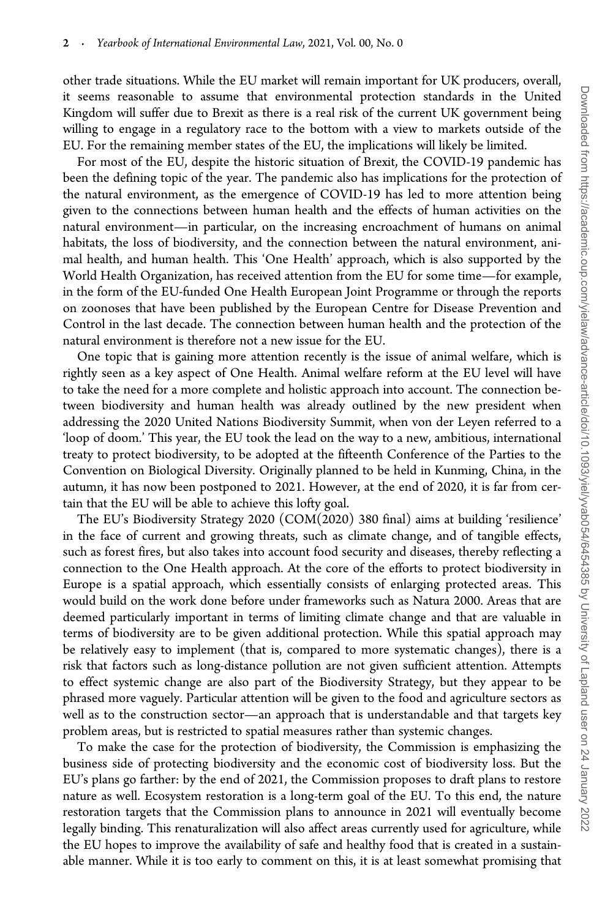other trade situations. While the EU market will remain important for UK producers, overall, it seems reasonable to assume that environmental protection standards in the United Kingdom will suffer due to Brexit as there is a real risk of the current UK government being willing to engage in a regulatory race to the bottom with a view to markets outside of the EU. For the remaining member states of the EU, the implications will likely be limited.

For most of the EU, despite the historic situation of Brexit, the COVID-19 pandemic has been the defining topic of the year. The pandemic also has implications for the protection of the natural environment, as the emergence of COVID-19 has led to more attention being given to the connections between human health and the effects of human activities on the natural environment—in particular, on the increasing encroachment of humans on animal habitats, the loss of biodiversity, and the connection between the natural environment, animal health, and human health. This 'One Health' approach, which is also supported by the World Health Organization, has received attention from the EU for some time—for example, in the form of the EU-funded One Health European Joint Programme or through the reports on zoonoses that have been published by the European Centre for Disease Prevention and Control in the last decade. The connection between human health and the protection of the natural environment is therefore not a new issue for the EU.

One topic that is gaining more attention recently is the issue of animal welfare, which is rightly seen as a key aspect of One Health. Animal welfare reform at the EU level will have to take the need for a more complete and holistic approach into account. The connection between biodiversity and human health was already outlined by the new president when addressing the 2020 United Nations Biodiversity Summit, when von der Leyen referred to a 'loop of doom.' This year, the EU took the lead on the way to a new, ambitious, international treaty to protect biodiversity, to be adopted at the fifteenth Conference of the Parties to the Convention on Biological Diversity. Originally planned to be held in Kunming, China, in the autumn, it has now been postponed to 2021. However, at the end of 2020, it is far from certain that the EU will be able to achieve this lofty goal.

The EU's Biodiversity Strategy 2020 (COM(2020) 380 final) aims at building 'resilience' in the face of current and growing threats, such as climate change, and of tangible effects, such as forest fires, but also takes into account food security and diseases, thereby reflecting a connection to the One Health approach. At the core of the efforts to protect biodiversity in Europe is a spatial approach, which essentially consists of enlarging protected areas. This would build on the work done before under frameworks such as Natura 2000. Areas that are deemed particularly important in terms of limiting climate change and that are valuable in terms of biodiversity are to be given additional protection. While this spatial approach may be relatively easy to implement (that is, compared to more systematic changes), there is a risk that factors such as long-distance pollution are not given sufficient attention. Attempts to effect systemic change are also part of the Biodiversity Strategy, but they appear to be phrased more vaguely. Particular attention will be given to the food and agriculture sectors as well as to the construction sector—an approach that is understandable and that targets key problem areas, but is restricted to spatial measures rather than systemic changes.

To make the case for the protection of biodiversity, the Commission is emphasizing the business side of protecting biodiversity and the economic cost of biodiversity loss. But the EU's plans go farther: by the end of 2021, the Commission proposes to draft plans to restore nature as well. Ecosystem restoration is a long-term goal of the EU. To this end, the nature restoration targets that the Commission plans to announce in 2021 will eventually become legally binding. This renaturalization will also affect areas currently used for agriculture, while the EU hopes to improve the availability of safe and healthy food that is created in a sustainable manner. While it is too early to comment on this, it is at least somewhat promising that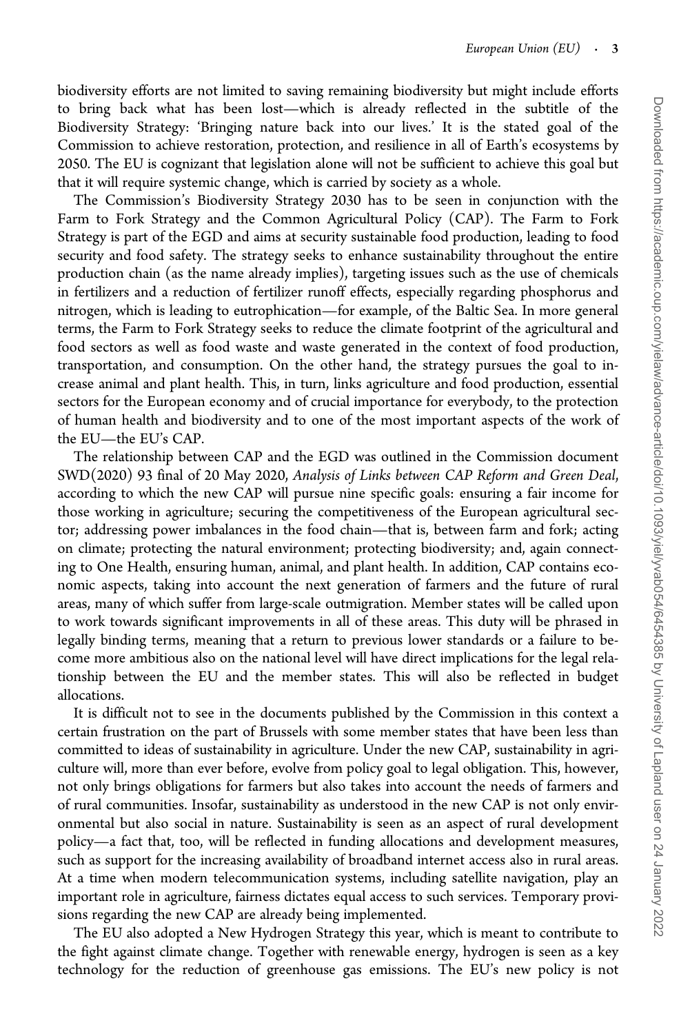biodiversity efforts are not limited to saving remaining biodiversity but might include efforts to bring back what has been lost—which is already reflected in the subtitle of the Biodiversity Strategy: 'Bringing nature back into our lives.' It is the stated goal of the Commission to achieve restoration, protection, and resilience in all of Earth's ecosystems by 2050. The EU is cognizant that legislation alone will not be sufficient to achieve this goal but that it will require systemic change, which is carried by society as a whole.

The Commission's Biodiversity Strategy 2030 has to be seen in conjunction with the Farm to Fork Strategy and the Common Agricultural Policy (CAP). The Farm to Fork Strategy is part of the EGD and aims at security sustainable food production, leading to food security and food safety. The strategy seeks to enhance sustainability throughout the entire production chain (as the name already implies), targeting issues such as the use of chemicals in fertilizers and a reduction of fertilizer runoff effects, especially regarding phosphorus and nitrogen, which is leading to eutrophication—for example, of the Baltic Sea. In more general terms, the Farm to Fork Strategy seeks to reduce the climate footprint of the agricultural and food sectors as well as food waste and waste generated in the context of food production, transportation, and consumption. On the other hand, the strategy pursues the goal to increase animal and plant health. This, in turn, links agriculture and food production, essential sectors for the European economy and of crucial importance for everybody, to the protection of human health and biodiversity and to one of the most important aspects of the work of the EU—the EU's CAP.

The relationship between CAP and the EGD was outlined in the Commission document SWD(2020) 93 final of 20 May 2020, *Analysis of Links between CAP Reform and Green Deal*, according to which the new CAP will pursue nine specific goals: ensuring a fair income for those working in agriculture; securing the competitiveness of the European agricultural sector; addressing power imbalances in the food chain—that is, between farm and fork; acting on climate; protecting the natural environment; protecting biodiversity; and, again connecting to One Health, ensuring human, animal, and plant health. In addition, CAP contains economic aspects, taking into account the next generation of farmers and the future of rural areas, many of which suffer from large-scale outmigration. Member states will be called upon to work towards significant improvements in all of these areas. This duty will be phrased in legally binding terms, meaning that a return to previous lower standards or a failure to become more ambitious also on the national level will have direct implications for the legal relationship between the EU and the member states. This will also be reflected in budget allocations.

It is difficult not to see in the documents published by the Commission in this context a certain frustration on the part of Brussels with some member states that have been less than committed to ideas of sustainability in agriculture. Under the new CAP, sustainability in agriculture will, more than ever before, evolve from policy goal to legal obligation. This, however, not only brings obligations for farmers but also takes into account the needs of farmers and of rural communities. Insofar, sustainability as understood in the new CAP is not only environmental but also social in nature. Sustainability is seen as an aspect of rural development policy—a fact that, too, will be reflected in funding allocations and development measures, such as support for the increasing availability of broadband internet access also in rural areas. At a time when modern telecommunication systems, including satellite navigation, play an important role in agriculture, fairness dictates equal access to such services. Temporary provisions regarding the new CAP are already being implemented.

The EU also adopted a New Hydrogen Strategy this year, which is meant to contribute to the fight against climate change. Together with renewable energy, hydrogen is seen as a key technology for the reduction of greenhouse gas emissions. The EU's new policy is not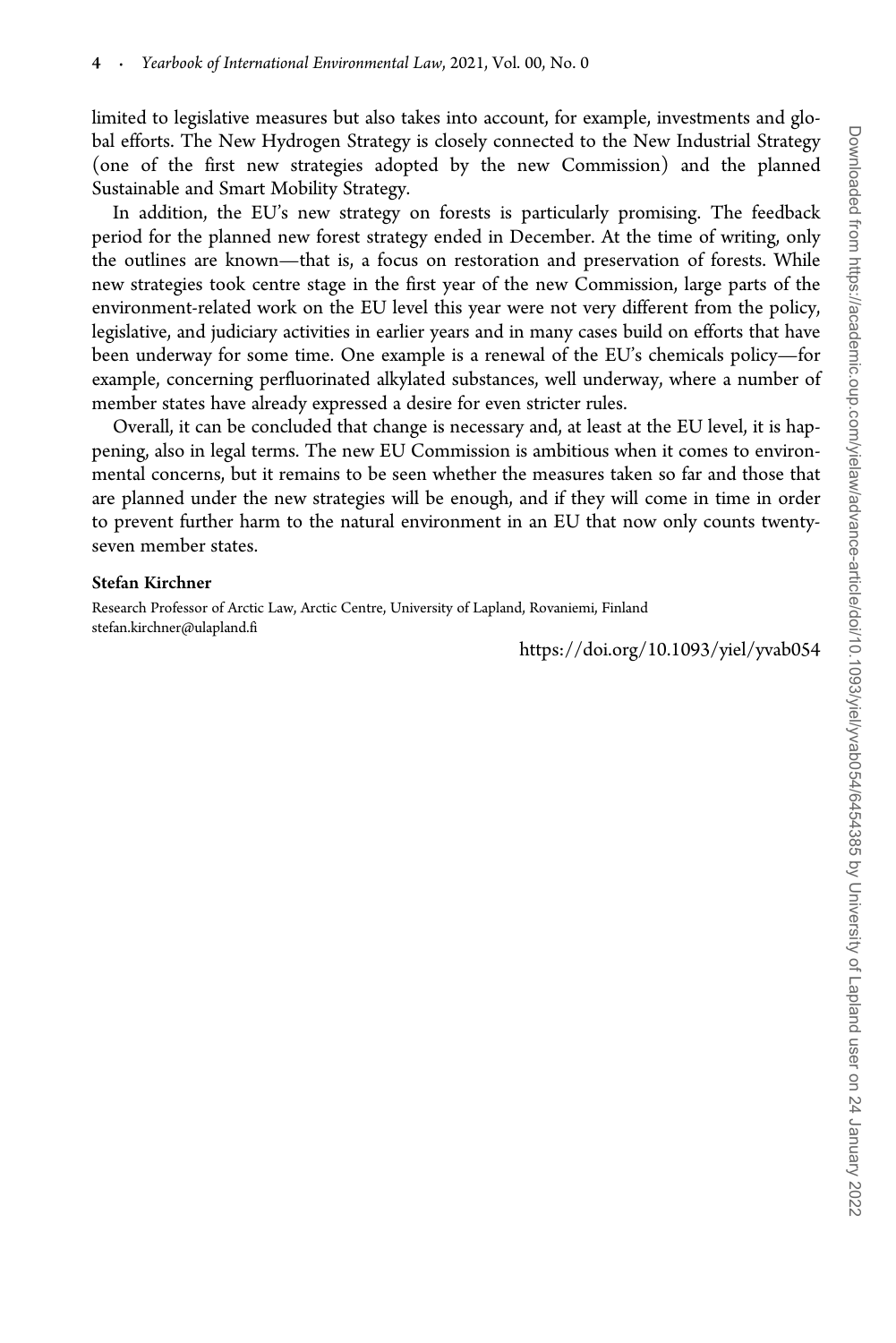limited to legislative measures but also takes into account, for example, investments and global efforts. The New Hydrogen Strategy is closely connected to the New Industrial Strategy (one of the first new strategies adopted by the new Commission) and the planned Sustainable and Smart Mobility Strategy.

In addition, the EU's new strategy on forests is particularly promising. The feedback period for the planned new forest strategy ended in December. At the time of writing, only the outlines are known—that is, a focus on restoration and preservation of forests. While new strategies took centre stage in the first year of the new Commission, large parts of the environment-related work on the EU level this year were not very different from the policy, legislative, and judiciary activities in earlier years and in many cases build on efforts that have been underway for some time. One example is a renewal of the EU's chemicals policy—for example, concerning perfluorinated alkylated substances, well underway, where a number of member states have already expressed a desire for even stricter rules.

Overall, it can be concluded that change is necessary and, at least at the EU level, it is happening, also in legal terms. The new EU Commission is ambitious when it comes to environmental concerns, but it remains to be seen whether the measures taken so far and those that are planned under the new strategies will be enough, and if they will come in time in order to prevent further harm to the natural environment in an EU that now only counts twenty-seven member states.

**Stefan Kirchner**

Research Professor of Arctic Law, Arctic Centre, University of Lapland, Rovaniemi, Finland
stefan.kirchner@ulapland.fi

https://doi.org/10.1093/yiel/yvab054